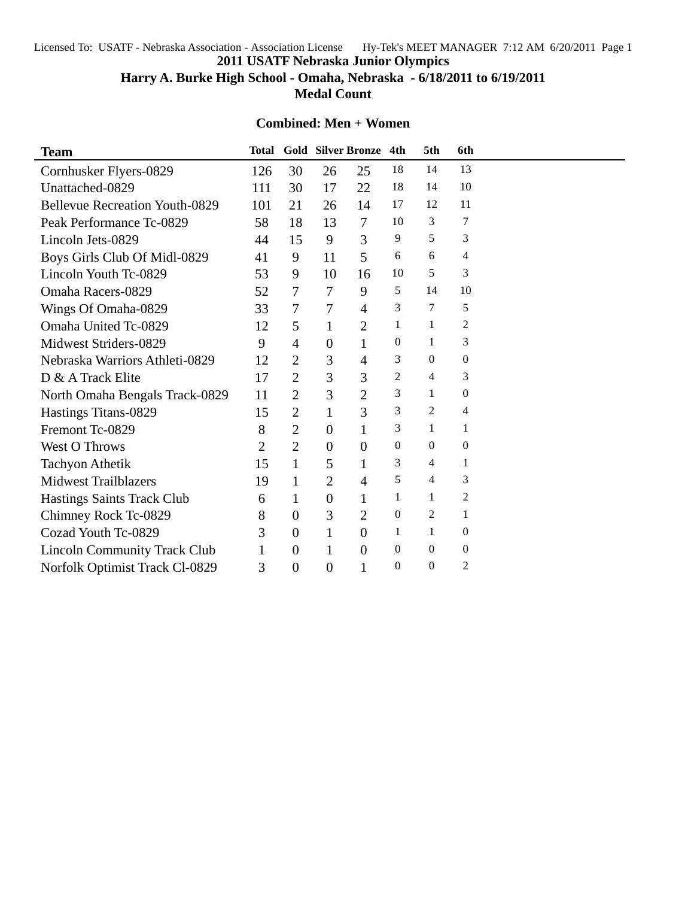# 2011 USATF Nebraska Junior Olympics

## Harry A. Burke High School - Omaha, Nebraska - 6/18/2011 to 6/19/2011

## Medal Count

### Combined: Men + Women

| Team | Total | Gold | Silver | Bronze | 4th | 5th | 6th |
|---|---|---|---|---|---|---|---|
| Cornhusker Flyers-0829 | 126 | 30 | 26 | 25 | 18 | 14 | 13 |
| Unattached-0829 | 111 | 30 | 17 | 22 | 18 | 14 | 10 |
| Bellevue Recreation Youth-0829 | 101 | 21 | 26 | 14 | 17 | 12 | 11 |
| Peak Performance Tc-0829 | 58 | 18 | 13 | 7 | 10 | 3 | 7 |
| Lincoln Jets-0829 | 44 | 15 | 9 | 3 | 9 | 5 | 3 |
| Boys Girls Club Of Midl-0829 | 41 | 9 | 11 | 5 | 6 | 6 | 4 |
| Lincoln Youth Tc-0829 | 53 | 9 | 10 | 16 | 10 | 5 | 3 |
| Omaha Racers-0829 | 52 | 7 | 7 | 9 | 5 | 14 | 10 |
| Wings Of Omaha-0829 | 33 | 7 | 7 | 4 | 3 | 7 | 5 |
| Omaha United Tc-0829 | 12 | 5 | 1 | 2 | 1 | 1 | 2 |
| Midwest Striders-0829 | 9 | 4 | 0 | 1 | 0 | 1 | 3 |
| Nebraska Warriors Athleti-0829 | 12 | 2 | 3 | 4 | 3 | 0 | 0 |
| D & A Track Elite | 17 | 2 | 3 | 3 | 2 | 4 | 3 |
| North Omaha Bengals Track-0829 | 11 | 2 | 3 | 2 | 3 | 1 | 0 |
| Hastings Titans-0829 | 15 | 2 | 1 | 3 | 3 | 2 | 4 |
| Fremont Tc-0829 | 8 | 2 | 0 | 1 | 3 | 1 | 1 |
| West O Throws | 2 | 2 | 0 | 0 | 0 | 0 | 0 |
| Tachyon Athetik | 15 | 1 | 5 | 1 | 3 | 4 | 1 |
| Midwest Trailblazers | 19 | 1 | 2 | 4 | 5 | 4 | 3 |
| Hastings Saints Track Club | 6 | 1 | 0 | 1 | 1 | 1 | 2 |
| Chimney Rock Tc-0829 | 8 | 0 | 3 | 2 | 0 | 2 | 1 |
| Cozad Youth Tc-0829 | 3 | 0 | 1 | 0 | 1 | 1 | 0 |
| Lincoln Community Track Club | 1 | 0 | 1 | 0 | 0 | 0 | 0 |
| Norfolk Optimist Track Cl-0829 | 3 | 0 | 0 | 1 | 0 | 0 | 2 |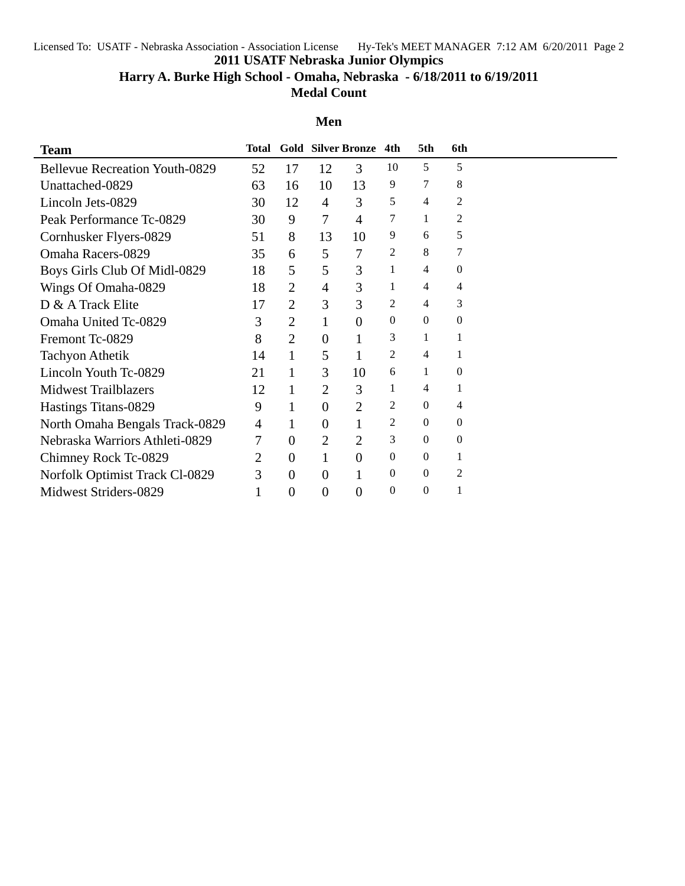# 2011 USATF Nebraska Junior Olympics

## Harry A. Burke High School - Omaha, Nebraska - 6/18/2011 to 6/19/2011

## Medal Count

### Men

| Team | Total | Gold | Silver | Bronze | 4th | 5th | 6th |
|---|---|---|---|---|---|---|---|
| Bellevue Recreation Youth-0829 | 52 | 17 | 12 | 3 | 10 | 5 | 5 |
| Unattached-0829 | 63 | 16 | 10 | 13 | 9 | 7 | 8 |
| Lincoln Jets-0829 | 30 | 12 | 4 | 3 | 5 | 4 | 2 |
| Peak Performance Tc-0829 | 30 | 9 | 7 | 4 | 7 | 1 | 2 |
| Cornhusker Flyers-0829 | 51 | 8 | 13 | 10 | 9 | 6 | 5 |
| Omaha Racers-0829 | 35 | 6 | 5 | 7 | 2 | 8 | 7 |
| Boys Girls Club Of Midl-0829 | 18 | 5 | 5 | 3 | 1 | 4 | 0 |
| Wings Of Omaha-0829 | 18 | 2 | 4 | 3 | 1 | 4 | 4 |
| D & A Track Elite | 17 | 2 | 3 | 3 | 2 | 4 | 3 |
| Omaha United Tc-0829 | 3 | 2 | 1 | 0 | 0 | 0 | 0 |
| Fremont Tc-0829 | 8 | 2 | 0 | 1 | 3 | 1 | 1 |
| Tachyon Athetik | 14 | 1 | 5 | 1 | 2 | 4 | 1 |
| Lincoln Youth Tc-0829 | 21 | 1 | 3 | 10 | 6 | 1 | 0 |
| Midwest Trailblazers | 12 | 1 | 2 | 3 | 1 | 4 | 1 |
| Hastings Titans-0829 | 9 | 1 | 0 | 2 | 2 | 0 | 4 |
| North Omaha Bengals Track-0829 | 4 | 1 | 0 | 1 | 2 | 0 | 0 |
| Nebraska Warriors Athleti-0829 | 7 | 0 | 2 | 2 | 3 | 0 | 0 |
| Chimney Rock Tc-0829 | 2 | 0 | 1 | 0 | 0 | 0 | 1 |
| Norfolk Optimist Track Cl-0829 | 3 | 0 | 0 | 1 | 0 | 0 | 2 |
| Midwest Striders-0829 | 1 | 0 | 0 | 0 | 0 | 0 | 1 |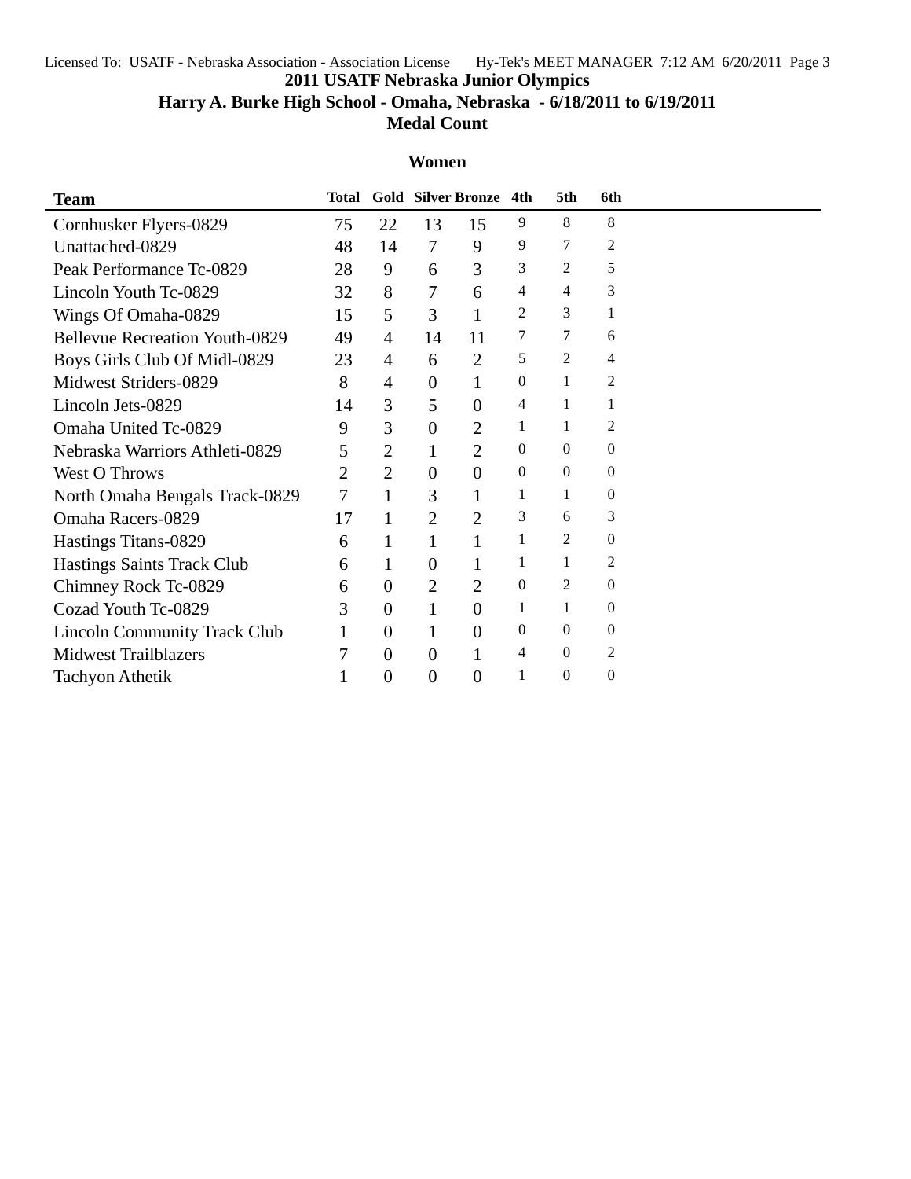# 2011 USATF Nebraska Junior Olympics

## Harry A. Burke High School - Omaha, Nebraska - 6/18/2011 to 6/19/2011

## Medal Count

### Women

| Team | Total | Gold | Silver | Bronze | 4th | 5th | 6th |
|---|---|---|---|---|---|---|---|
| Cornhusker Flyers-0829 | 75 | 22 | 13 | 15 | 9 | 8 | 8 |
| Unattached-0829 | 48 | 14 | 7 | 9 | 9 | 7 | 2 |
| Peak Performance Tc-0829 | 28 | 9 | 6 | 3 | 3 | 2 | 5 |
| Lincoln Youth Tc-0829 | 32 | 8 | 7 | 6 | 4 | 4 | 3 |
| Wings Of Omaha-0829 | 15 | 5 | 3 | 1 | 2 | 3 | 1 |
| Bellevue Recreation Youth-0829 | 49 | 4 | 14 | 11 | 7 | 7 | 6 |
| Boys Girls Club Of Midl-0829 | 23 | 4 | 6 | 2 | 5 | 2 | 4 |
| Midwest Striders-0829 | 8 | 4 | 0 | 1 | 0 | 1 | 2 |
| Lincoln Jets-0829 | 14 | 3 | 5 | 0 | 4 | 1 | 1 |
| Omaha United Tc-0829 | 9 | 3 | 0 | 2 | 1 | 1 | 2 |
| Nebraska Warriors Athleti-0829 | 5 | 2 | 1 | 2 | 0 | 0 | 0 |
| West O Throws | 2 | 2 | 0 | 0 | 0 | 0 | 0 |
| North Omaha Bengals Track-0829 | 7 | 1 | 3 | 1 | 1 | 1 | 0 |
| Omaha Racers-0829 | 17 | 1 | 2 | 2 | 3 | 6 | 3 |
| Hastings Titans-0829 | 6 | 1 | 1 | 1 | 1 | 2 | 0 |
| Hastings Saints Track Club | 6 | 1 | 0 | 1 | 1 | 1 | 2 |
| Chimney Rock Tc-0829 | 6 | 0 | 2 | 2 | 0 | 2 | 0 |
| Cozad Youth Tc-0829 | 3 | 0 | 1 | 0 | 1 | 1 | 0 |
| Lincoln Community Track Club | 1 | 0 | 1 | 0 | 0 | 0 | 0 |
| Midwest Trailblazers | 7 | 0 | 0 | 1 | 4 | 0 | 2 |
| Tachyon Athetik | 1 | 0 | 0 | 0 | 1 | 0 | 0 |